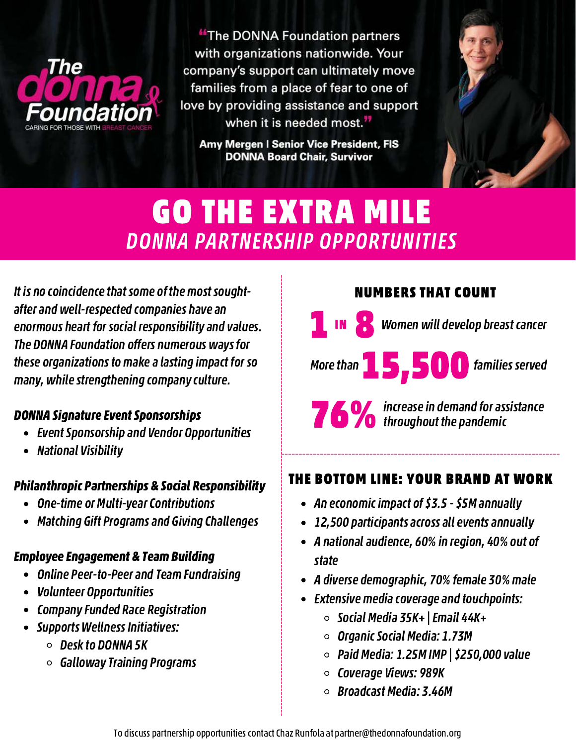The DONNA Foundation
CARING FOR THOSE WITH BREAST CANCER

"The DONNA Foundation partners with organizations nationwide. Your company's support can ultimately move families from a place of fear to one of love by providing assistance and support when it is needed most."

**Amy Mergen | Senior Vice President, FIS**
**DONNA Board Chair, Survivor**

# GO THE EXTRA MILE

## *DONNA PARTNERSHIP OPPORTUNITIES*

*It is no coincidence that some of the most sought-after and well-respected companies have an enormous heart for social responsibility and values. The DONNA Foundation offers numerous ways for these organizations to make a lasting impact for so many, while strengthening company culture.*

### *DONNA Signature Event Sponsorships*

- *Event Sponsorship and Vendor Opportunities*
- *National Visibility*

### *Philanthropic Partnerships & Social Responsibility*

- *One-time or Multi-year Contributions*
- *Matching Gift Programs and Giving Challenges*

### *Employee Engagement & Team Building*

- *Online Peer-to-Peer and Team Fundraising*
- *Volunteer Opportunities*
- *Company Funded Race Registration*
- *Supports Wellness Initiatives:*
  - *Desk to DONNA 5K*
  - *Galloway Training Programs*

### NUMBERS THAT COUNT

**1 IN 8** *Women will develop breast cancer*

*More than* **15,500** *families served*

**76%** *increase in demand for assistance throughout the pandemic*

### THE BOTTOM LINE: YOUR BRAND AT WORK

- *An economic impact of $3.5 - $5M annually*
- *12,500 participants across all events annually*
- *A national audience, 60% in region, 40% out of state*
- *A diverse demographic, 70% female 30% male*
- *Extensive media coverage and touchpoints:*
  - *Social Media 35K+ | Email 44K+*
  - *Organic Social Media: 1.73M*
  - *Paid Media: 1.25M IMP | $250,000 value*
  - *Coverage Views: 989K*
  - *Broadcast Media: 3.46M*

To discuss partnership opportunities contact Chaz Runfola at partner@thedonnafoundation.org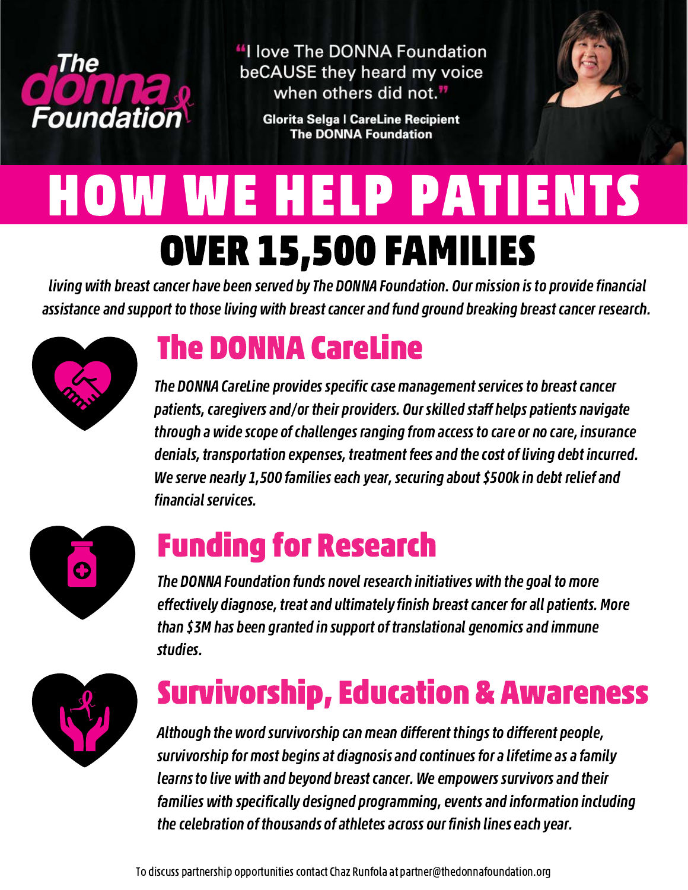The donna Foundation

"I love The DONNA Foundation beCAUSE they heard my voice when others did not."

**Glorita Selga | CareLine Recipient**
**The DONNA Foundation**

# HOW WE HELP PATIENTS

## OVER 15,500 FAMILIES

*living with breast cancer have been served by The DONNA Foundation. Our mission is to provide financial assistance and support to those living with breast cancer and fund ground breaking breast cancer research.*

## The DONNA CareLine

*The DONNA CareLine provides specific case management services to breast cancer patients, caregivers and/or their providers. Our skilled staff helps patients navigate through a wide scope of challenges ranging from access to care or no care, insurance denials, transportation expenses, treatment fees and the cost of living debt incurred. We serve nearly 1,500 families each year, securing about $500k in debt relief and financial services.*

## Funding for Research

*The DONNA Foundation funds novel research initiatives with the goal to more effectively diagnose, treat and ultimately finish breast cancer for all patients. More than $3M has been granted in support of translational genomics and immune studies.*

## Survivorship, Education & Awareness

*Although the word survivorship can mean different things to different people, survivorship for most begins at diagnosis and continues for a lifetime as a family learns to live with and beyond breast cancer. We empowers survivors and their families with specifically designed programming, events and information including the celebration of thousands of athletes across our finish lines each year.*

To discuss partnership opportunities contact Chaz Runfola at partner@thedonnafoundation.org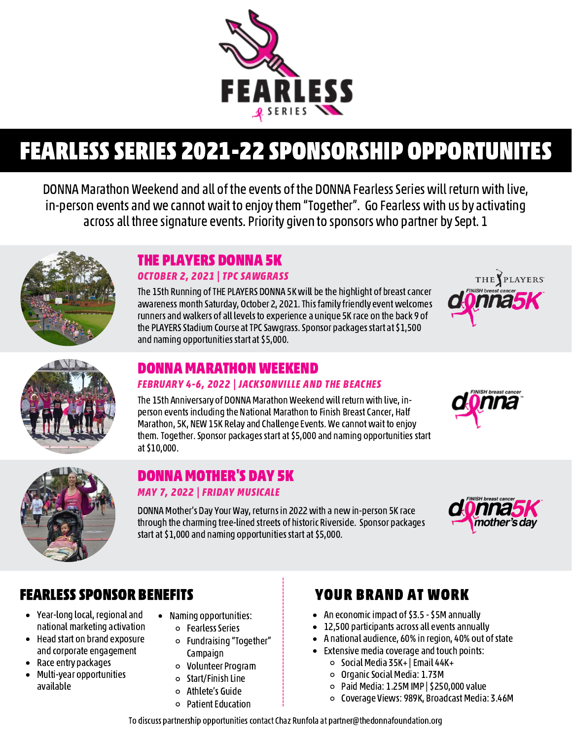# FEARLESS SERIES 2021-22 SPONSORSHIP OPPORTUNITES

DONNA Marathon Weekend and all of the events of the DONNA Fearless Series will return with live, in-person events and we cannot wait to enjoy them "Together". Go Fearless with us by activating across all three signature events. Priority given to sponsors who partner by Sept. 1

## THE PLAYERS DONNA 5K

***OCTOBER 2, 2021 | TPC SAWGRASS***

The 15th Running of THE PLAYERS DONNA 5K will be the highlight of breast cancer awareness month Saturday, October 2, 2021. This family friendly event welcomes runners and walkers of all levels to experience a unique 5K race on the back 9 of the PLAYERS Stadium Course at TPC Sawgrass. Sponsor packages start at $1,500 and naming opportunities start at $5,000.

## DONNA MARATHON WEEKEND

***FEBRUARY 4-6, 2022 | JACKSONVILLE AND THE BEACHES***

The 15th Anniversary of DONNA Marathon Weekend will return with live, in-person events including the National Marathon to Finish Breast Cancer, Half Marathon, 5K, NEW 15K Relay and Challenge Events. We cannot wait to enjoy them. Together. Sponsor packages start at $5,000 and naming opportunities start at $10,000.

## DONNA MOTHER'S DAY 5K

***MAY 7, 2022 | FRIDAY MUSICALE***

DONNA Mother's Day Your Way, returns in 2022 with a new in-person 5K race through the charming tree-lined streets of historic Riverside. Sponsor packages start at $1,000 and naming opportunities start at $5,000.

## FEARLESS SPONSOR BENEFITS

- Year-long local, regional and national marketing activation
- Head start on brand exposure and corporate engagement
- Race entry packages
- Multi-year opportunities available
- Naming opportunities:
  - Fearless Series
  - Fundraising "Together" Campaign
  - Volunteer Program
  - Start/Finish Line
  - Athlete's Guide
  - Patient Education

## YOUR BRAND AT WORK

- An economic impact of $3.5 - $5M annually
- 12,500 participants across all events annually
- A national audience, 60% in region, 40% out of state
- Extensive media coverage and touch points:
  - Social Media 35K+ | Email 44K+
  - Organic Social Media: 1.73M
  - Paid Media: 1.25M IMP | $250,000 value
  - Coverage Views: 989K, Broadcast Media: 3.46M

To discuss partnership opportunities contact Chaz Runfola at partner@thedonnafoundation.org